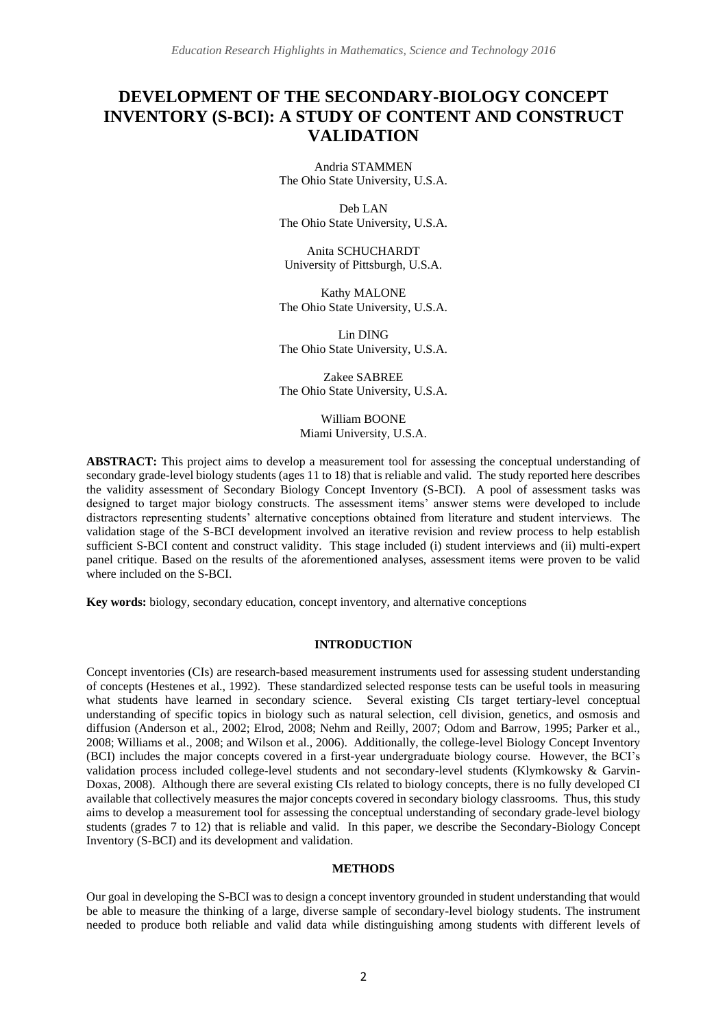# DEVELOPMENT OF THE SECONDARY-BIOLOGY CONCEPT INVENTORY (S-BCI): A STUDY OF CONTENT AND CONSTRUCT VALIDATION

Andria STAMMEN
The Ohio State University, U.S.A.

Deb LAN
The Ohio State University, U.S.A.

Anita SCHUCHARDT
University of Pittsburgh, U.S.A.

Kathy MALONE
The Ohio State University, U.S.A.

Lin DING
The Ohio State University, U.S.A.

Zakee SABREE
The Ohio State University, U.S.A.

William BOONE
Miami University, U.S.A.

**ABSTRACT:** This project aims to develop a measurement tool for assessing the conceptual understanding of secondary grade-level biology students (ages 11 to 18) that is reliable and valid. The study reported here describes the validity assessment of Secondary Biology Concept Inventory (S-BCI). A pool of assessment tasks was designed to target major biology constructs. The assessment items' answer stems were developed to include distractors representing students' alternative conceptions obtained from literature and student interviews. The validation stage of the S-BCI development involved an iterative revision and review process to help establish sufficient S-BCI content and construct validity. This stage included (i) student interviews and (ii) multi-expert panel critique. Based on the results of the aforementioned analyses, assessment items were proven to be valid where included on the S-BCI.

**Key words:** biology, secondary education, concept inventory, and alternative conceptions

## INTRODUCTION

Concept inventories (CIs) are research-based measurement instruments used for assessing student understanding of concepts (Hestenes et al., 1992). These standardized selected response tests can be useful tools in measuring what students have learned in secondary science. Several existing CIs target tertiary-level conceptual understanding of specific topics in biology such as natural selection, cell division, genetics, and osmosis and diffusion (Anderson et al., 2002; Elrod, 2008; Nehm and Reilly, 2007; Odom and Barrow, 1995; Parker et al., 2008; Williams et al., 2008; and Wilson et al., 2006). Additionally, the college-level Biology Concept Inventory (BCI) includes the major concepts covered in a first-year undergraduate biology course. However, the BCI's validation process included college-level students and not secondary-level students (Klymkowsky & Garvin-Doxas, 2008). Although there are several existing CIs related to biology concepts, there is no fully developed CI available that collectively measures the major concepts covered in secondary biology classrooms. Thus, this study aims to develop a measurement tool for assessing the conceptual understanding of secondary grade-level biology students (grades 7 to 12) that is reliable and valid. In this paper, we describe the Secondary-Biology Concept Inventory (S-BCI) and its development and validation.

## METHODS

Our goal in developing the S-BCI was to design a concept inventory grounded in student understanding that would be able to measure the thinking of a large, diverse sample of secondary-level biology students. The instrument needed to produce both reliable and valid data while distinguishing among students with different levels of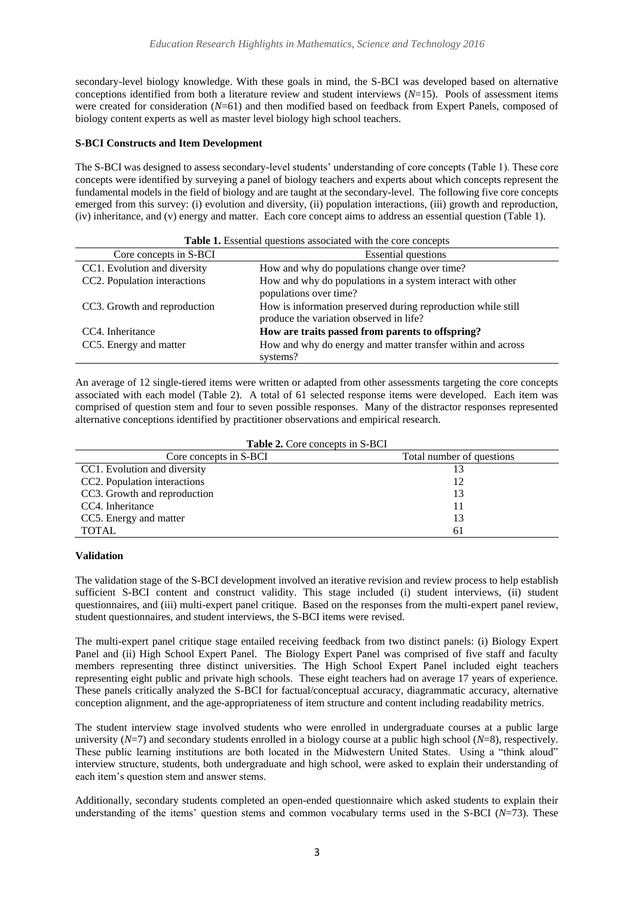secondary-level biology knowledge. With these goals in mind, the S-BCI was developed based on alternative conceptions identified from both a literature review and student interviews (*N*=15). Pools of assessment items were created for consideration (*N*=61) and then modified based on feedback from Expert Panels, composed of biology content experts as well as master level biology high school teachers.

**S-BCI Constructs and Item Development**

The S-BCI was designed to assess secondary-level students' understanding of core concepts (Table 1). These core concepts were identified by surveying a panel of biology teachers and experts about which concepts represent the fundamental models in the field of biology and are taught at the secondary-level. The following five core concepts emerged from this survey: (i) evolution and diversity, (ii) population interactions, (iii) growth and reproduction, (iv) inheritance, and (v) energy and matter. Each core concept aims to address an essential question (Table 1).

**Table 1.** Essential questions associated with the core concepts

| Core concepts in S-BCI | Essential questions |
|---|---|
| CC1. Evolution and diversity | How and why do populations change over time? |
| CC2. Population interactions | How and why do populations in a system interact with other populations over time? |
| CC3. Growth and reproduction | How is information preserved during reproduction while still produce the variation observed in life? |
| CC4. Inheritance | **How are traits passed from parents to offspring?** |
| CC5. Energy and matter | How and why do energy and matter transfer within and across systems? |

An average of 12 single-tiered items were written or adapted from other assessments targeting the core concepts associated with each model (Table 2). A total of 61 selected response items were developed. Each item was comprised of question stem and four to seven possible responses. Many of the distractor responses represented alternative conceptions identified by practitioner observations and empirical research.

**Table 2.** Core concepts in S-BCI

| Core concepts in S-BCI | Total number of questions |
|---|---|
| CC1. Evolution and diversity | 13 |
| CC2. Population interactions | 12 |
| CC3. Growth and reproduction | 13 |
| CC4. Inheritance | 11 |
| CC5. Energy and matter | 13 |
| TOTAL | 61 |

**Validation**

The validation stage of the S-BCI development involved an iterative revision and review process to help establish sufficient S-BCI content and construct validity. This stage included (i) student interviews, (ii) student questionnaires, and (iii) multi-expert panel critique. Based on the responses from the multi-expert panel review, student questionnaires, and student interviews, the S-BCI items were revised.

The multi-expert panel critique stage entailed receiving feedback from two distinct panels: (i) Biology Expert Panel and (ii) High School Expert Panel. The Biology Expert Panel was comprised of five staff and faculty members representing three distinct universities. The High School Expert Panel included eight teachers representing eight public and private high schools. These eight teachers had on average 17 years of experience. These panels critically analyzed the S-BCI for factual/conceptual accuracy, diagrammatic accuracy, alternative conception alignment, and the age-appropriateness of item structure and content including readability metrics.

The student interview stage involved students who were enrolled in undergraduate courses at a public large university (*N*=7) and secondary students enrolled in a biology course at a public high school (*N*=8), respectively. These public learning institutions are both located in the Midwestern United States. Using a "think aloud" interview structure, students, both undergraduate and high school, were asked to explain their understanding of each item's question stem and answer stems.

Additionally, secondary students completed an open-ended questionnaire which asked students to explain their understanding of the items' question stems and common vocabulary terms used in the S-BCI (*N*=73). These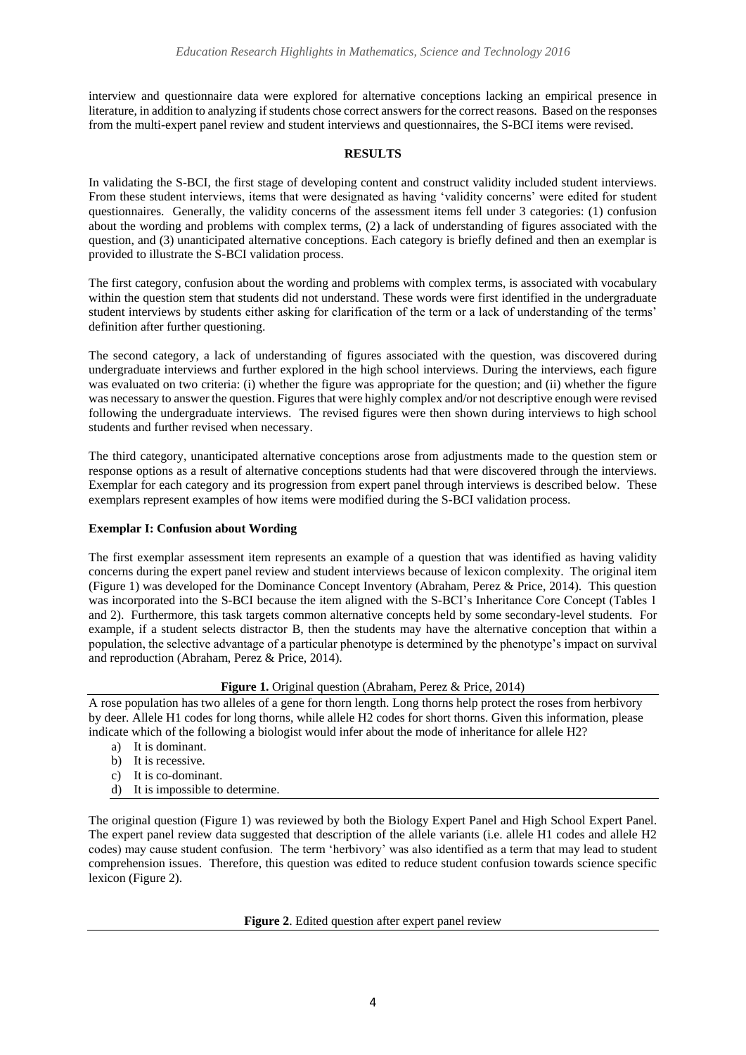interview and questionnaire data were explored for alternative conceptions lacking an empirical presence in literature, in addition to analyzing if students chose correct answers for the correct reasons. Based on the responses from the multi-expert panel review and student interviews and questionnaires, the S-BCI items were revised.

## RESULTS

In validating the S-BCI, the first stage of developing content and construct validity included student interviews. From these student interviews, items that were designated as having 'validity concerns' were edited for student questionnaires. Generally, the validity concerns of the assessment items fell under 3 categories: (1) confusion about the wording and problems with complex terms, (2) a lack of understanding of figures associated with the question, and (3) unanticipated alternative conceptions. Each category is briefly defined and then an exemplar is provided to illustrate the S-BCI validation process.

The first category, confusion about the wording and problems with complex terms, is associated with vocabulary within the question stem that students did not understand. These words were first identified in the undergraduate student interviews by students either asking for clarification of the term or a lack of understanding of the terms' definition after further questioning.

The second category, a lack of understanding of figures associated with the question, was discovered during undergraduate interviews and further explored in the high school interviews. During the interviews, each figure was evaluated on two criteria: (i) whether the figure was appropriate for the question; and (ii) whether the figure was necessary to answer the question. Figures that were highly complex and/or not descriptive enough were revised following the undergraduate interviews. The revised figures were then shown during interviews to high school students and further revised when necessary.

The third category, unanticipated alternative conceptions arose from adjustments made to the question stem or response options as a result of alternative conceptions students had that were discovered through the interviews. Exemplar for each category and its progression from expert panel through interviews is described below. These exemplars represent examples of how items were modified during the S-BCI validation process.

### Exemplar I: Confusion about Wording

The first exemplar assessment item represents an example of a question that was identified as having validity concerns during the expert panel review and student interviews because of lexicon complexity. The original item (Figure 1) was developed for the Dominance Concept Inventory (Abraham, Perez & Price, 2014). This question was incorporated into the S-BCI because the item aligned with the S-BCI's Inheritance Core Concept (Tables 1 and 2). Furthermore, this task targets common alternative concepts held by some secondary-level students. For example, if a student selects distractor B, then the students may have the alternative conception that within a population, the selective advantage of a particular phenotype is determined by the phenotype's impact on survival and reproduction (Abraham, Perez & Price, 2014).

**Figure 1.** Original question (Abraham, Perez & Price, 2014)

A rose population has two alleles of a gene for thorn length. Long thorns help protect the roses from herbivory by deer. Allele H1 codes for long thorns, while allele H2 codes for short thorns. Given this information, please indicate which of the following a biologist would infer about the mode of inheritance for allele H2?

a) It is dominant.
b) It is recessive.
c) It is co-dominant.
d) It is impossible to determine.

The original question (Figure 1) was reviewed by both the Biology Expert Panel and High School Expert Panel. The expert panel review data suggested that description of the allele variants (i.e. allele H1 codes and allele H2 codes) may cause student confusion. The term 'herbivory' was also identified as a term that may lead to student comprehension issues. Therefore, this question was edited to reduce student confusion towards science specific lexicon (Figure 2).

**Figure 2**. Edited question after expert panel review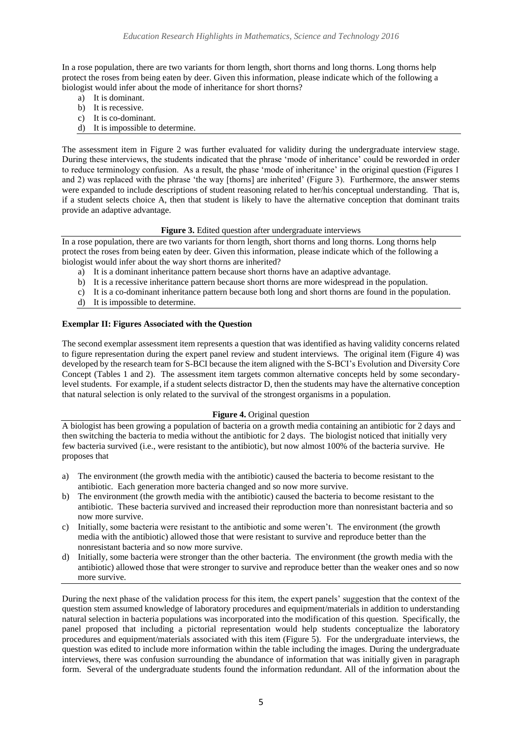In a rose population, there are two variants for thorn length, short thorns and long thorns. Long thorns help protect the roses from being eaten by deer. Given this information, please indicate which of the following a biologist would infer about the mode of inheritance for short thorns?

a) It is dominant.
b) It is recessive.
c) It is co-dominant.
d) It is impossible to determine.

The assessment item in Figure 2 was further evaluated for validity during the undergraduate interview stage. During these interviews, the students indicated that the phrase 'mode of inheritance' could be reworded in order to reduce terminology confusion. As a result, the phrase 'mode of inheritance' in the original question (Figures 1 and 2) was replaced with the phrase 'the way [thorns] are inherited' (Figure 3). Furthermore, the answer stems were expanded to include descriptions of student reasoning related to her/his conceptual understanding. That is, if a student selects choice A, then that student is likely to have the alternative conception that dominant traits provide an adaptive advantage.

**Figure 3.** Edited question after undergraduate interviews

In a rose population, there are two variants for thorn length, short thorns and long thorns. Long thorns help protect the roses from being eaten by deer. Given this information, please indicate which of the following a biologist would infer about the way short thorns are inherited?

a) It is a dominant inheritance pattern because short thorns have an adaptive advantage.
b) It is a recessive inheritance pattern because short thorns are more widespread in the population.
c) It is a co-dominant inheritance pattern because both long and short thorns are found in the population.
d) It is impossible to determine.

**Exemplar II: Figures Associated with the Question**

The second exemplar assessment item represents a question that was identified as having validity concerns related to figure representation during the expert panel review and student interviews. The original item (Figure 4) was developed by the research team for S-BCI because the item aligned with the S-BCI's Evolution and Diversity Core Concept (Tables 1 and 2). The assessment item targets common alternative concepts held by some secondary-level students. For example, if a student selects distractor D, then the students may have the alternative conception that natural selection is only related to the survival of the strongest organisms in a population.

**Figure 4.** Original question

A biologist has been growing a population of bacteria on a growth media containing an antibiotic for 2 days and then switching the bacteria to media without the antibiotic for 2 days. The biologist noticed that initially very few bacteria survived (i.e., were resistant to the antibiotic), but now almost 100% of the bacteria survive. He proposes that

a) The environment (the growth media with the antibiotic) caused the bacteria to become resistant to the antibiotic. Each generation more bacteria changed and so now more survive.
b) The environment (the growth media with the antibiotic) caused the bacteria to become resistant to the antibiotic. These bacteria survived and increased their reproduction more than nonresistant bacteria and so now more survive.
c) Initially, some bacteria were resistant to the antibiotic and some weren't. The environment (the growth media with the antibiotic) allowed those that were resistant to survive and reproduce better than the nonresistant bacteria and so now more survive.
d) Initially, some bacteria were stronger than the other bacteria. The environment (the growth media with the antibiotic) allowed those that were stronger to survive and reproduce better than the weaker ones and so now more survive.

During the next phase of the validation process for this item, the expert panels' suggestion that the context of the question stem assumed knowledge of laboratory procedures and equipment/materials in addition to understanding natural selection in bacteria populations was incorporated into the modification of this question. Specifically, the panel proposed that including a pictorial representation would help students conceptualize the laboratory procedures and equipment/materials associated with this item (Figure 5). For the undergraduate interviews, the question was edited to include more information within the table including the images. During the undergraduate interviews, there was confusion surrounding the abundance of information that was initially given in paragraph form. Several of the undergraduate students found the information redundant. All of the information about the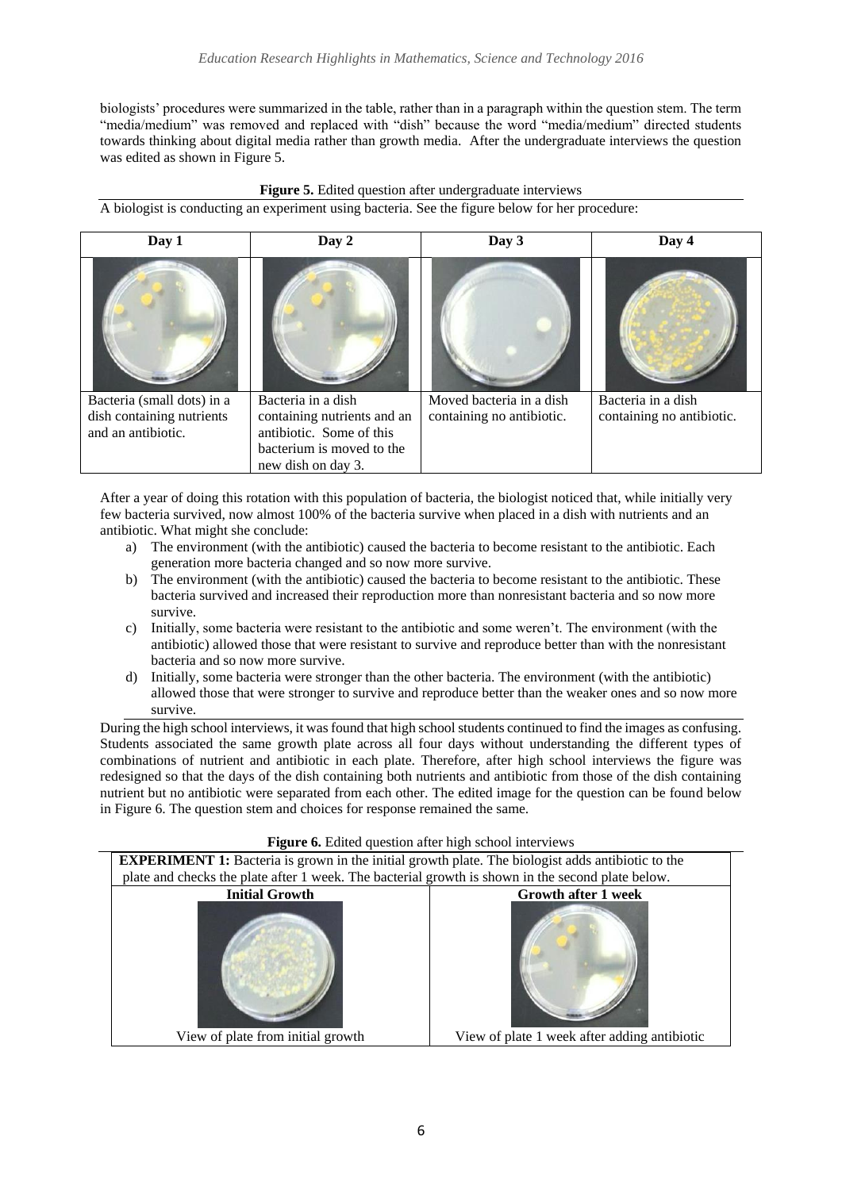biologists' procedures were summarized in the table, rather than in a paragraph within the question stem. The term "media/medium" was removed and replaced with "dish" because the word "media/medium" directed students towards thinking about digital media rather than growth media. After the undergraduate interviews the question was edited as shown in Figure 5.

**Figure 5.** Edited question after undergraduate interviews

A biologist is conducting an experiment using bacteria. See the figure below for her procedure:

| Day 1 | Day 2 | Day 3 | Day 4 |
|---|---|---|---|
| | | | |
| Bacteria (small dots) in a dish containing nutrients and an antibiotic. | Bacteria in a dish containing nutrients and an antibiotic. Some of this bacterium is moved to the new dish on day 3. | Moved bacteria in a dish containing no antibiotic. | Bacteria in a dish containing no antibiotic. |

After a year of doing this rotation with this population of bacteria, the biologist noticed that, while initially very few bacteria survived, now almost 100% of the bacteria survive when placed in a dish with nutrients and an antibiotic. What might she conclude:

a) The environment (with the antibiotic) caused the bacteria to become resistant to the antibiotic. Each generation more bacteria changed and so now more survive.
b) The environment (with the antibiotic) caused the bacteria to become resistant to the antibiotic. These bacteria survived and increased their reproduction more than nonresistant bacteria and so now more survive.
c) Initially, some bacteria were resistant to the antibiotic and some weren't. The environment (with the antibiotic) allowed those that were resistant to survive and reproduce better than with the nonresistant bacteria and so now more survive.
d) Initially, some bacteria were stronger than the other bacteria. The environment (with the antibiotic) allowed those that were stronger to survive and reproduce better than the weaker ones and so now more survive.

During the high school interviews, it was found that high school students continued to find the images as confusing. Students associated the same growth plate across all four days without understanding the different types of combinations of nutrient and antibiotic in each plate. Therefore, after high school interviews the figure was redesigned so that the days of the dish containing both nutrients and antibiotic from those of the dish containing nutrient but no antibiotic were separated from each other. The edited image for the question can be found below in Figure 6. The question stem and choices for response remained the same.

**Figure 6.** Edited question after high school interviews

**EXPERIMENT 1:** Bacteria is grown in the initial growth plate. The biologist adds antibiotic to the plate and checks the plate after 1 week. The bacterial growth is shown in the second plate below.

| Initial Growth | Growth after 1 week |
|---|---|
| | |
| View of plate from initial growth | View of plate 1 week after adding antibiotic |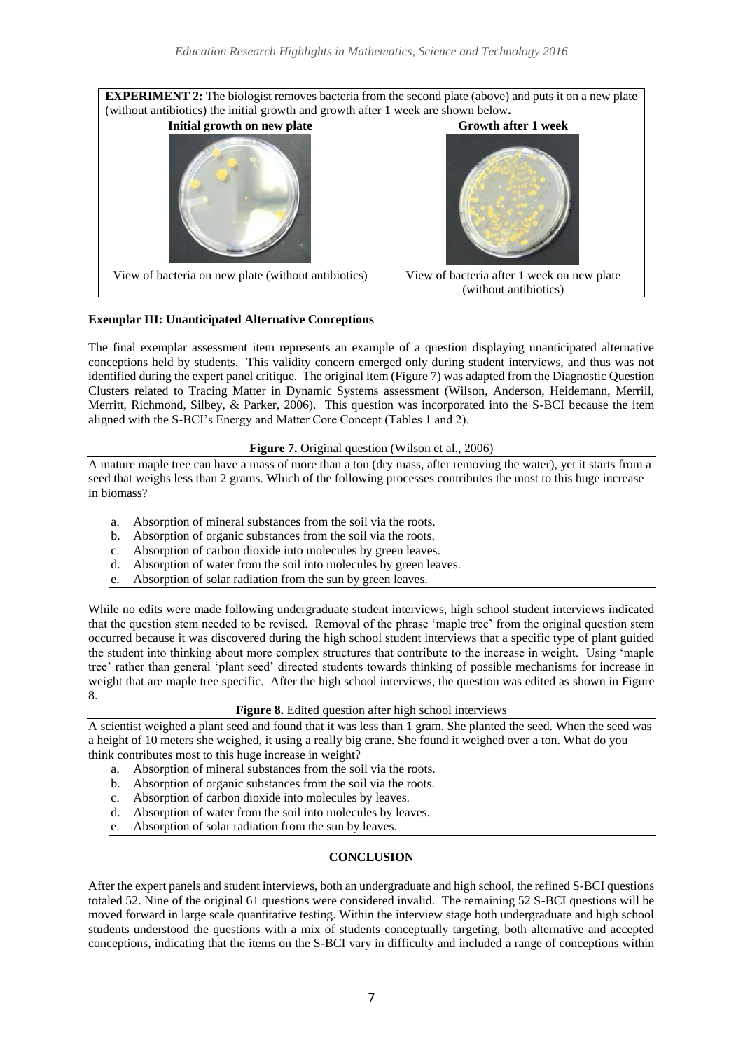| **EXPERIMENT 2:** The biologist removes bacteria from the second plate (above) and puts it on a new plate (without antibiotics) the initial growth and growth after 1 week are shown below**.** | |
|---|---|
| **Initial growth on new plate** | **Growth after 1 week** |
| View of bacteria on new plate (without antibiotics) | View of bacteria after 1 week on new plate (without antibiotics) |

### Exemplar III: Unanticipated Alternative Conceptions

The final exemplar assessment item represents an example of a question displaying unanticipated alternative conceptions held by students. This validity concern emerged only during student interviews, and thus was not identified during the expert panel critique. The original item (Figure 7) was adapted from the Diagnostic Question Clusters related to Tracing Matter in Dynamic Systems assessment (Wilson, Anderson, Heidemann, Merrill, Merritt, Richmond, Silbey, & Parker, 2006). This question was incorporated into the S-BCI because the item aligned with the S-BCI's Energy and Matter Core Concept (Tables 1 and 2).

**Figure 7.** Original question (Wilson et al., 2006)

A mature maple tree can have a mass of more than a ton (dry mass, after removing the water), yet it starts from a seed that weighs less than 2 grams. Which of the following processes contributes the most to this huge increase in biomass?

a. Absorption of mineral substances from the soil via the roots.
b. Absorption of organic substances from the soil via the roots.
c. Absorption of carbon dioxide into molecules by green leaves.
d. Absorption of water from the soil into molecules by green leaves.
e. Absorption of solar radiation from the sun by green leaves.

While no edits were made following undergraduate student interviews, high school student interviews indicated that the question stem needed to be revised. Removal of the phrase 'maple tree' from the original question stem occurred because it was discovered during the high school student interviews that a specific type of plant guided the student into thinking about more complex structures that contribute to the increase in weight. Using 'maple tree' rather than general 'plant seed' directed students towards thinking of possible mechanisms for increase in weight that are maple tree specific. After the high school interviews, the question was edited as shown in Figure 8.

**Figure 8.** Edited question after high school interviews

A scientist weighed a plant seed and found that it was less than 1 gram. She planted the seed. When the seed was a height of 10 meters she weighed, it using a really big crane. She found it weighed over a ton. What do you think contributes most to this huge increase in weight?

a. Absorption of mineral substances from the soil via the roots.
b. Absorption of organic substances from the soil via the roots.
c. Absorption of carbon dioxide into molecules by leaves.
d. Absorption of water from the soil into molecules by leaves.
e. Absorption of solar radiation from the sun by leaves.

## CONCLUSION

After the expert panels and student interviews, both an undergraduate and high school, the refined S-BCI questions totaled 52. Nine of the original 61 questions were considered invalid. The remaining 52 S-BCI questions will be moved forward in large scale quantitative testing. Within the interview stage both undergraduate and high school students understood the questions with a mix of students conceptually targeting, both alternative and accepted conceptions, indicating that the items on the S-BCI vary in difficulty and included a range of conceptions within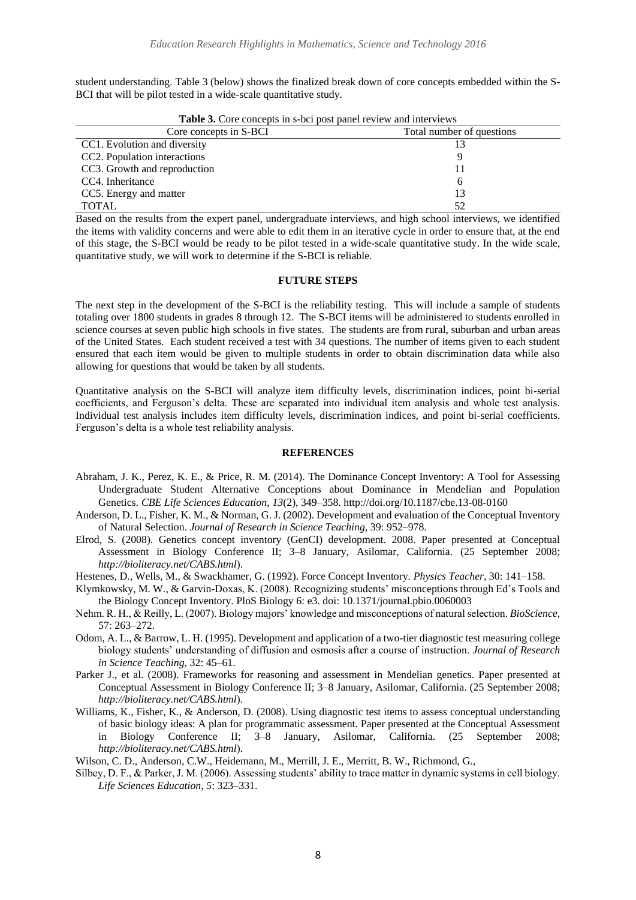student understanding. Table 3 (below) shows the finalized break down of core concepts embedded within the S-BCI that will be pilot tested in a wide-scale quantitative study.

**Table 3.** Core concepts in s-bci post panel review and interviews

| Core concepts in S-BCI | Total number of questions |
|---|---|
| CC1. Evolution and diversity | 13 |
| CC2. Population interactions | 9 |
| CC3. Growth and reproduction | 11 |
| CC4. Inheritance | 6 |
| CC5. Energy and matter | 13 |
| TOTAL | 52 |

Based on the results from the expert panel, undergraduate interviews, and high school interviews, we identified the items with validity concerns and were able to edit them in an iterative cycle in order to ensure that, at the end of this stage, the S-BCI would be ready to be pilot tested in a wide-scale quantitative study. In the wide scale, quantitative study, we will work to determine if the S-BCI is reliable.

## FUTURE STEPS

The next step in the development of the S-BCI is the reliability testing. This will include a sample of students totaling over 1800 students in grades 8 through 12. The S-BCI items will be administered to students enrolled in science courses at seven public high schools in five states. The students are from rural, suburban and urban areas of the United States. Each student received a test with 34 questions. The number of items given to each student ensured that each item would be given to multiple students in order to obtain discrimination data while also allowing for questions that would be taken by all students.

Quantitative analysis on the S-BCI will analyze item difficulty levels, discrimination indices, point bi-serial coefficients, and Ferguson's delta. These are separated into individual item analysis and whole test analysis. Individual test analysis includes item difficulty levels, discrimination indices, and point bi-serial coefficients. Ferguson's delta is a whole test reliability analysis.

## REFERENCES

Abraham, J. K., Perez, K. E., & Price, R. M. (2014). The Dominance Concept Inventory: A Tool for Assessing Undergraduate Student Alternative Conceptions about Dominance in Mendelian and Population Genetics. *CBE Life Sciences Education*, *13*(2), 349–358. http://doi.org/10.1187/cbe.13-08-0160

Anderson, D. L., Fisher, K. M., & Norman, G. J. (2002). Development and evaluation of the Conceptual Inventory of Natural Selection. *Journal of Research in Science Teaching,* 39: 952–978.

Elrod, S. (2008). Genetics concept inventory (GenCI) development. 2008. Paper presented at Conceptual Assessment in Biology Conference II; 3–8 January, Asilomar, California. (25 September 2008; *http://bioliteracy.net/CABS.html*).

Hestenes, D., Wells, M., & Swackhamer, G. (1992). Force Concept Inventory. *Physics Teacher,* 30: 141–158.

Klymkowsky, M. W., & Garvin-Doxas, K. (2008). Recognizing students' misconceptions through Ed's Tools and the Biology Concept Inventory. PloS Biology 6: e3. doi: 10.1371/journal.pbio.0060003

Nehm. R. H., & Reilly, L. (2007). Biology majors' knowledge and misconceptions of natural selection. *BioScience,* 57: 263–272.

Odom, A. L., & Barrow, L. H. (1995). Development and application of a two-tier diagnostic test measuring college biology students' understanding of diffusion and osmosis after a course of instruction. *Journal of Research in Science Teaching,* 32: 45–61.

Parker J., et al. (2008). Frameworks for reasoning and assessment in Mendelian genetics. Paper presented at Conceptual Assessment in Biology Conference II; 3–8 January, Asilomar, California. (25 September 2008; *http://bioliteracy.net/CABS.html*).

Williams, K., Fisher, K., & Anderson, D. (2008). Using diagnostic test items to assess conceptual understanding of basic biology ideas: A plan for programmatic assessment. Paper presented at the Conceptual Assessment in Biology Conference II; 3–8 January, Asilomar, California. (25 September 2008; *http://bioliteracy.net/CABS.html*).

Wilson, C. D., Anderson, C.W., Heidemann, M., Merrill, J. E., Merritt, B. W., Richmond, G.,

Silbey, D. F., & Parker, J. M. (2006). Assessing students' ability to trace matter in dynamic systems in cell biology. *Life Sciences Education, 5*: 323–331.